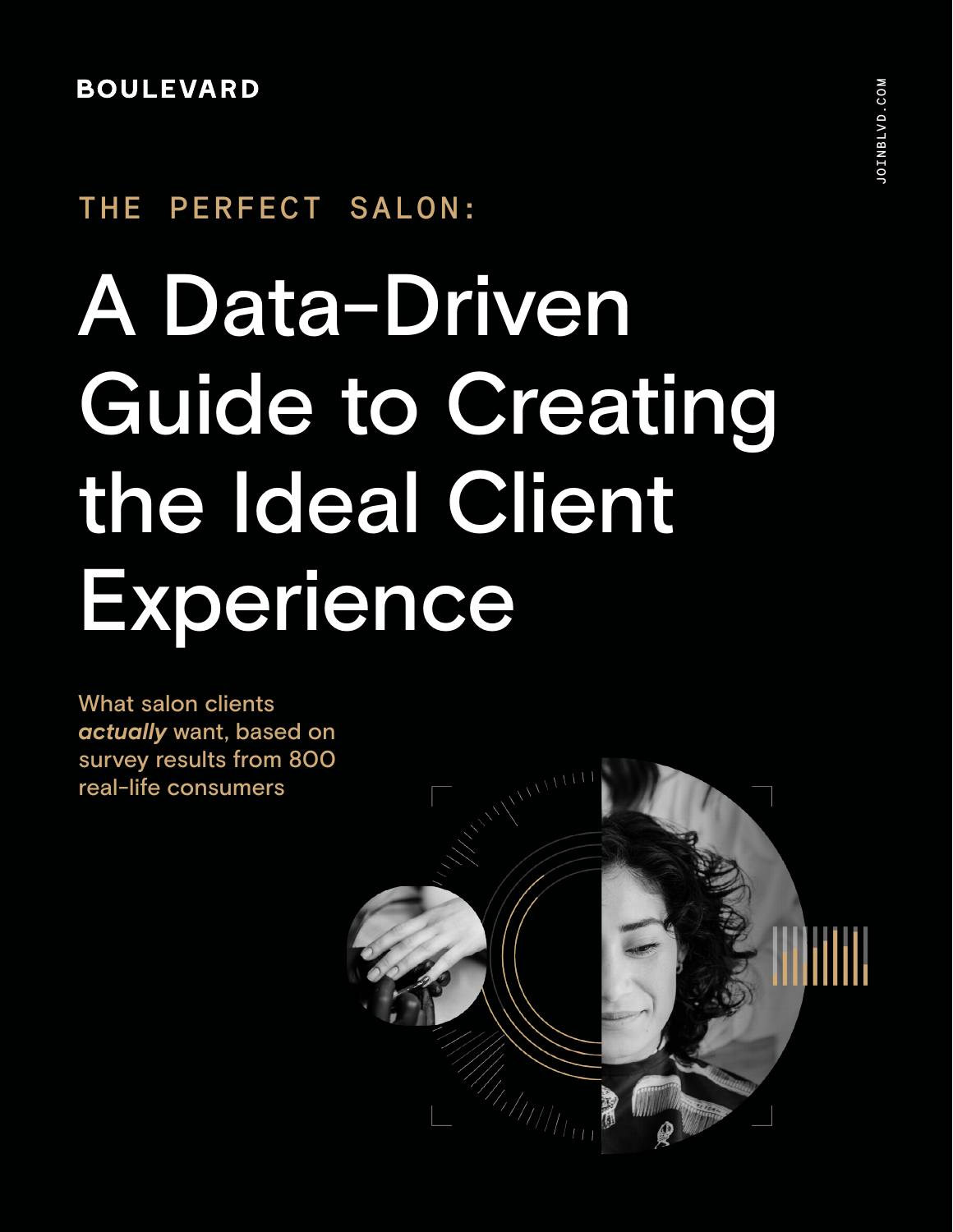BOULEVARD

JOINBLVD.COM

THE PERFECT SALON:

# A Data-Driven Guide to Creating the Ideal Client Experience

What salon clients ***actually*** want, based on survey results from 800 real-life consumers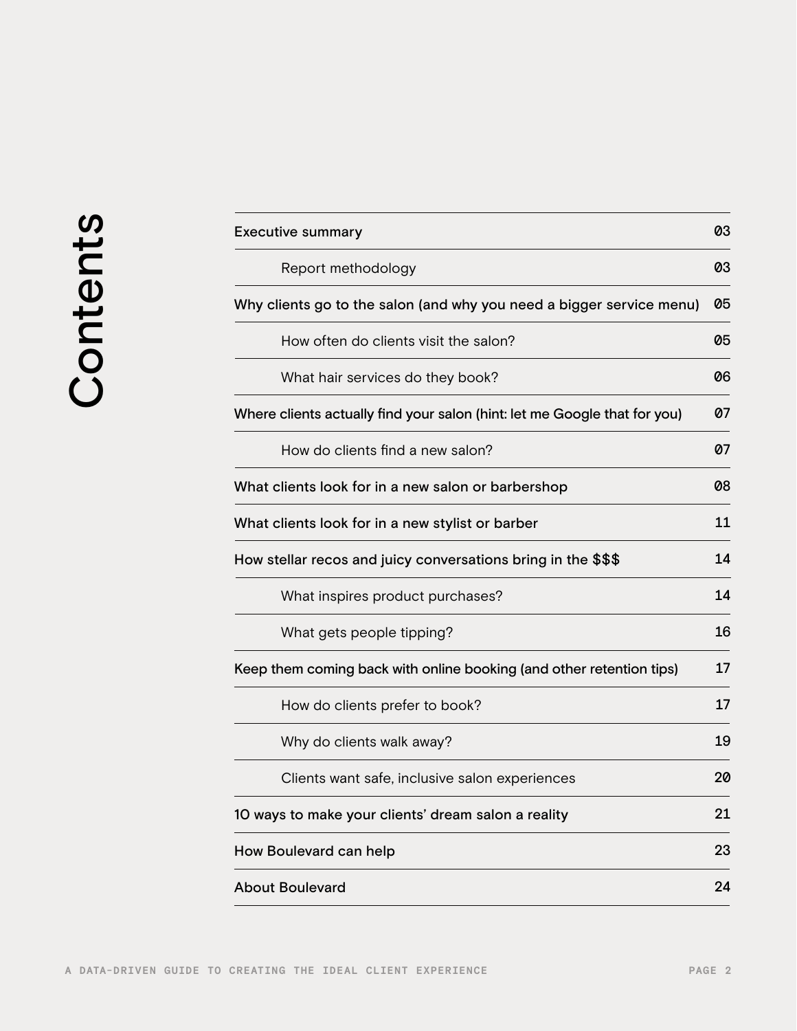# Contents

| Section | Page |
|---|---|
| Executive summary | 03 |
| Report methodology | 03 |
| Why clients go to the salon (and why you need a bigger service menu) | 05 |
| How often do clients visit the salon? | 05 |
| What hair services do they book? | 06 |
| Where clients actually find your salon (hint: let me Google that for you) | 07 |
| How do clients find a new salon? | 07 |
| What clients look for in a new salon or barbershop | 08 |
| What clients look for in a new stylist or barber | 11 |
| How stellar recos and juicy conversations bring in the $$$ | 14 |
| What inspires product purchases? | 14 |
| What gets people tipping? | 16 |
| Keep them coming back with online booking (and other retention tips) | 17 |
| How do clients prefer to book? | 17 |
| Why do clients walk away? | 19 |
| Clients want safe, inclusive salon experiences | 20 |
| 10 ways to make your clients' dream salon a reality | 21 |
| How Boulevard can help | 23 |
| About Boulevard | 24 |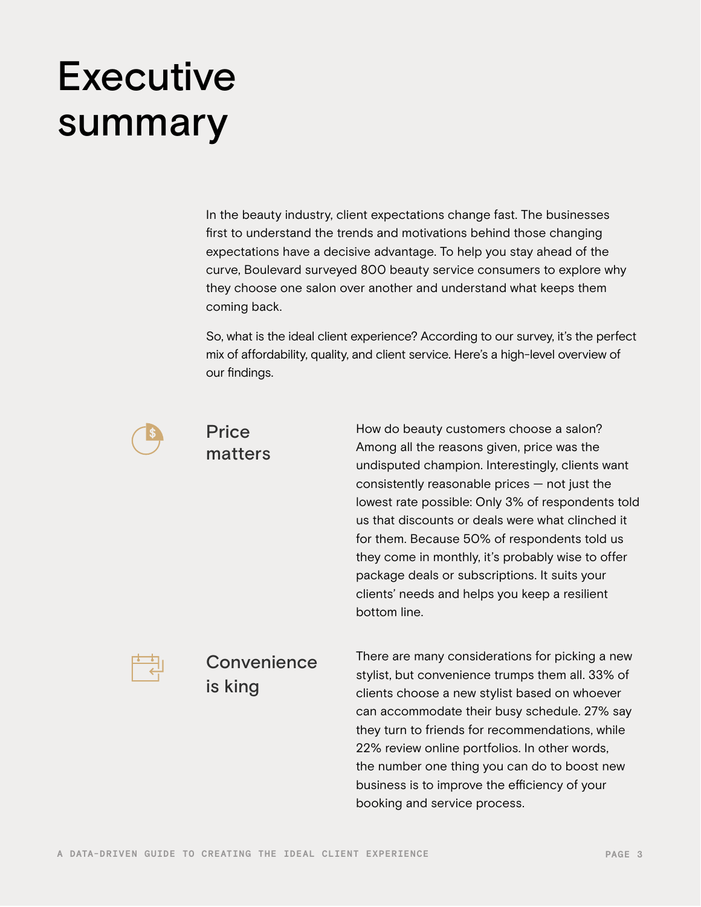# Executive summary

In the beauty industry, client expectations change fast. The businesses first to understand the trends and motivations behind those changing expectations have a decisive advantage. To help you stay ahead of the curve, Boulevard surveyed 800 beauty service consumers to explore why they choose one salon over another and understand what keeps them coming back.

So, what is the ideal client experience? According to our survey, it's the perfect mix of affordability, quality, and client service. Here's a high-level overview of our findings.

## Price matters

How do beauty customers choose a salon? Among all the reasons given, price was the undisputed champion. Interestingly, clients want consistently reasonable prices — not just the lowest rate possible: Only 3% of respondents told us that discounts or deals were what clinched it for them. Because 50% of respondents told us they come in monthly, it's probably wise to offer package deals or subscriptions. It suits your clients' needs and helps you keep a resilient bottom line.

## Convenience is king

There are many considerations for picking a new stylist, but convenience trumps them all. 33% of clients choose a new stylist based on whoever can accommodate their busy schedule. 27% say they turn to friends for recommendations, while 22% review online portfolios. In other words, the number one thing you can do to boost new business is to improve the efficiency of your booking and service process.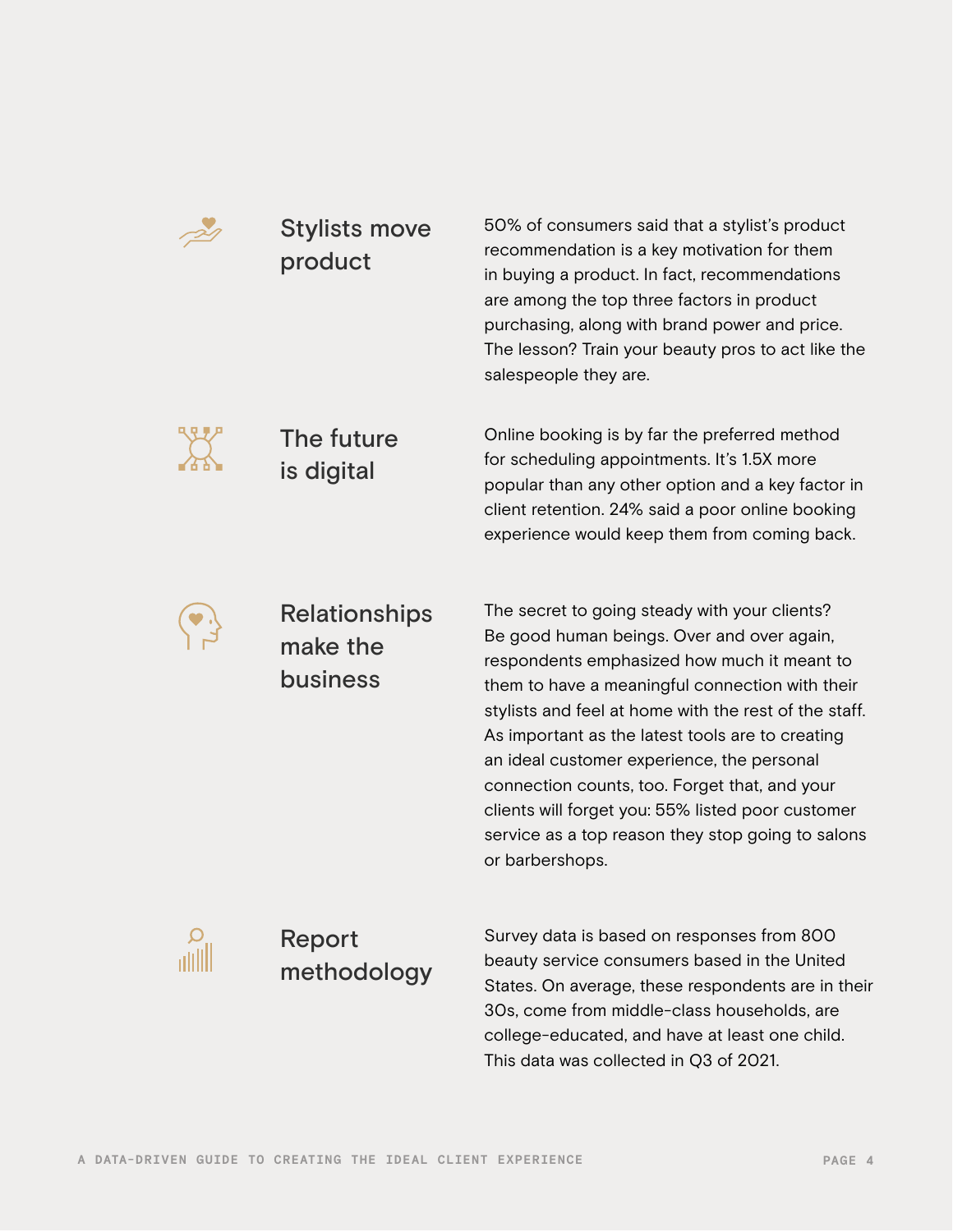## Stylists move product

50% of consumers said that a stylist's product recommendation is a key motivation for them in buying a product. In fact, recommendations are among the top three factors in product purchasing, along with brand power and price. The lesson? Train your beauty pros to act like the salespeople they are.

## The future is digital

Online booking is by far the preferred method for scheduling appointments. It's 1.5X more popular than any other option and a key factor in client retention. 24% said a poor online booking experience would keep them from coming back.

## Relationships make the business

The secret to going steady with your clients? Be good human beings. Over and over again, respondents emphasized how much it meant to them to have a meaningful connection with their stylists and feel at home with the rest of the staff. As important as the latest tools are to creating an ideal customer experience, the personal connection counts, too. Forget that, and your clients will forget you: 55% listed poor customer service as a top reason they stop going to salons or barbershops.

## Report methodology

Survey data is based on responses from 800 beauty service consumers based in the United States. On average, these respondents are in their 30s, come from middle-class households, are college-educated, and have at least one child. This data was collected in Q3 of 2021.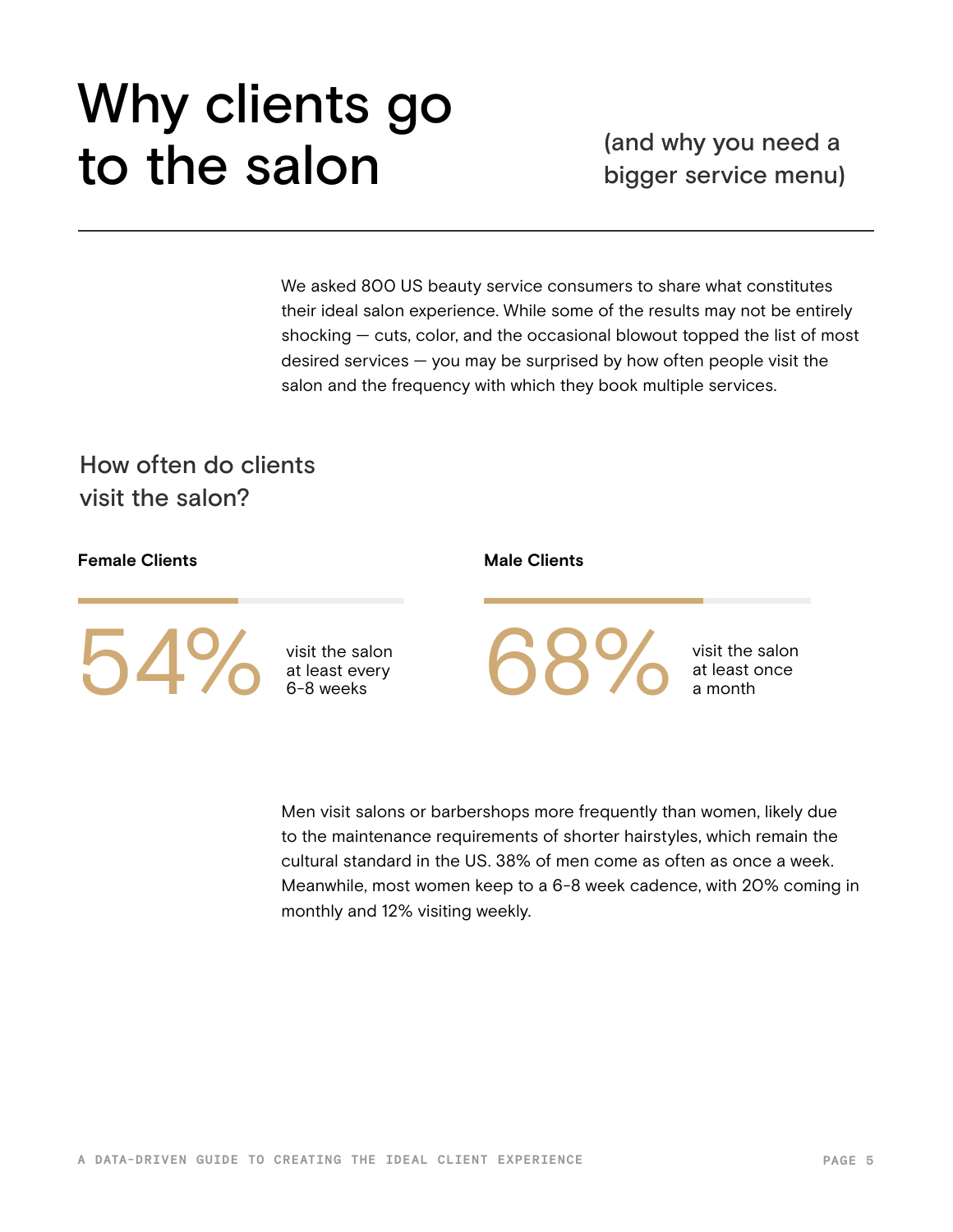# Why clients go to the salon

(and why you need a bigger service menu)

---

We asked 800 US beauty service consumers to share what constitutes their ideal salon experience. While some of the results may not be entirely shocking — cuts, color, and the occasional blowout topped the list of most desired services — you may be surprised by how often people visit the salon and the frequency with which they book multiple services.

## How often do clients visit the salon?

**Female Clients**

54% visit the salon at least every 6-8 weeks

**Male Clients**

68% visit the salon at least once a month

Men visit salons or barbershops more frequently than women, likely due to the maintenance requirements of shorter hairstyles, which remain the cultural standard in the US. 38% of men come as often as once a week. Meanwhile, most women keep to a 6-8 week cadence, with 20% coming in monthly and 12% visiting weekly.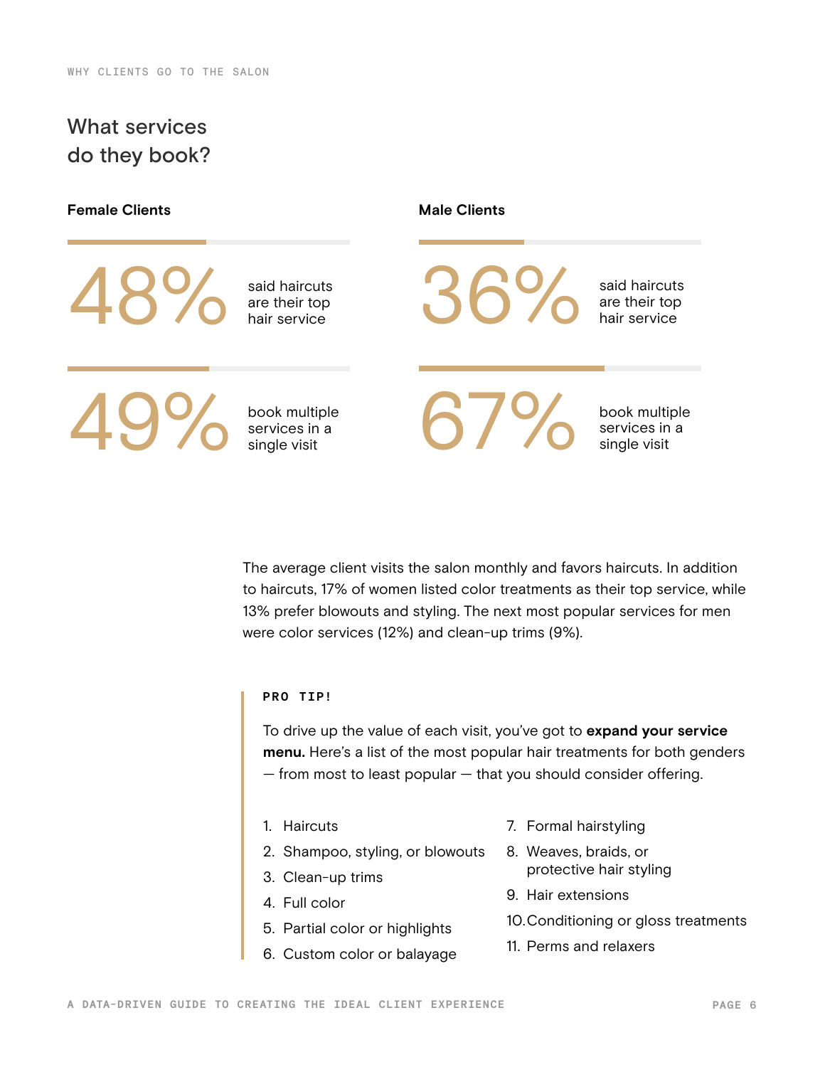WHY CLIENTS GO TO THE SALON

# What services do they book?

### Female Clients

**48%** said haircuts are their top hair service

**49%** book multiple services in a single visit

### Male Clients

**36%** said haircuts are their top hair service

**67%** book multiple services in a single visit

The average client visits the salon monthly and favors haircuts. In addition to haircuts, 17% of women listed color treatments as their top service, while 13% prefer blowouts and styling. The next most popular services for men were color services (12%) and clean-up trims (9%).

**PRO TIP!**

To drive up the value of each visit, you've got to **expand your service menu.** Here's a list of the most popular hair treatments for both genders — from most to least popular — that you should consider offering.

1. Haircuts
2. Shampoo, styling, or blowouts
3. Clean-up trims
4. Full color
5. Partial color or highlights
6. Custom color or balayage
7. Formal hairstyling
8. Weaves, braids, or protective hair styling
9. Hair extensions
10. Conditioning or gloss treatments
11. Perms and relaxers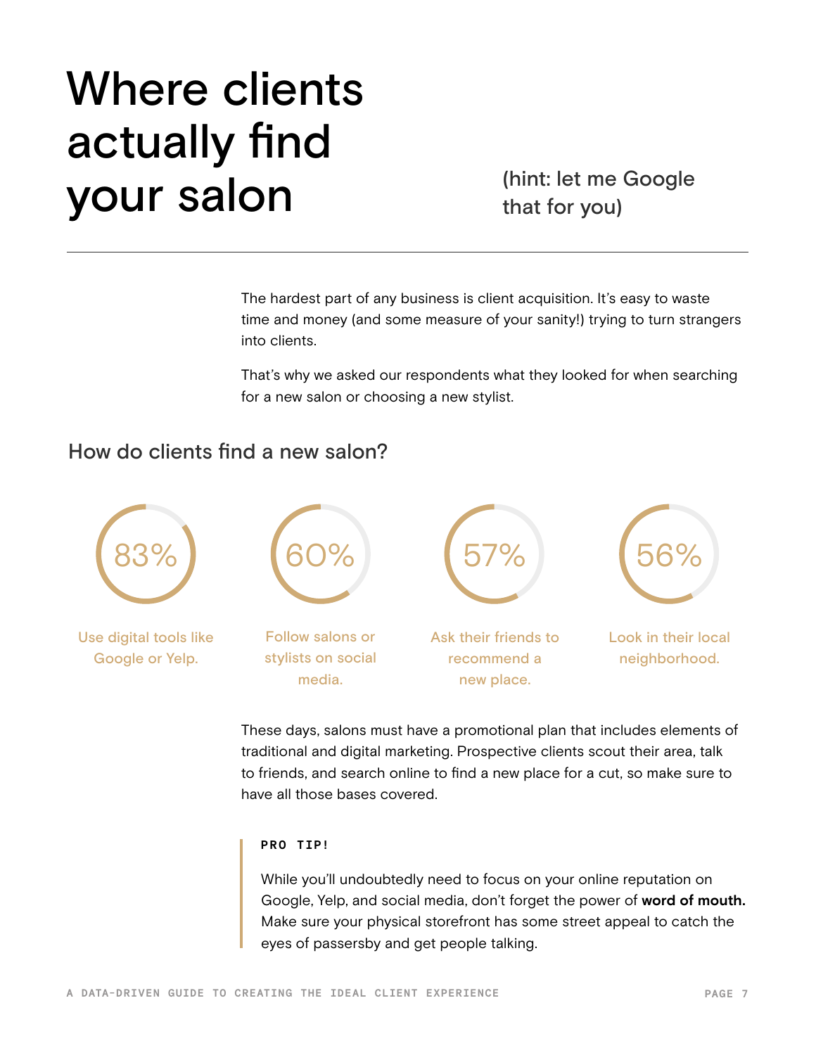# Where clients actually find your salon

(hint: let me Google that for you)

---

The hardest part of any business is client acquisition. It's easy to waste time and money (and some measure of your sanity!) trying to turn strangers into clients.

That's why we asked our respondents what they looked for when searching for a new salon or choosing a new stylist.

## How do clients find a new salon?

**83%**
Use digital tools like Google or Yelp.

**60%**
Follow salons or stylists on social media.

**57%**
Ask their friends to recommend a new place.

**56%**
Look in their local neighborhood.

These days, salons must have a promotional plan that includes elements of traditional and digital marketing. Prospective clients scout their area, talk to friends, and search online to find a new place for a cut, so make sure to have all those bases covered.

> **PRO TIP!**
>
> While you'll undoubtedly need to focus on your online reputation on Google, Yelp, and social media, don't forget the power of **word of mouth.** Make sure your physical storefront has some street appeal to catch the eyes of passersby and get people talking.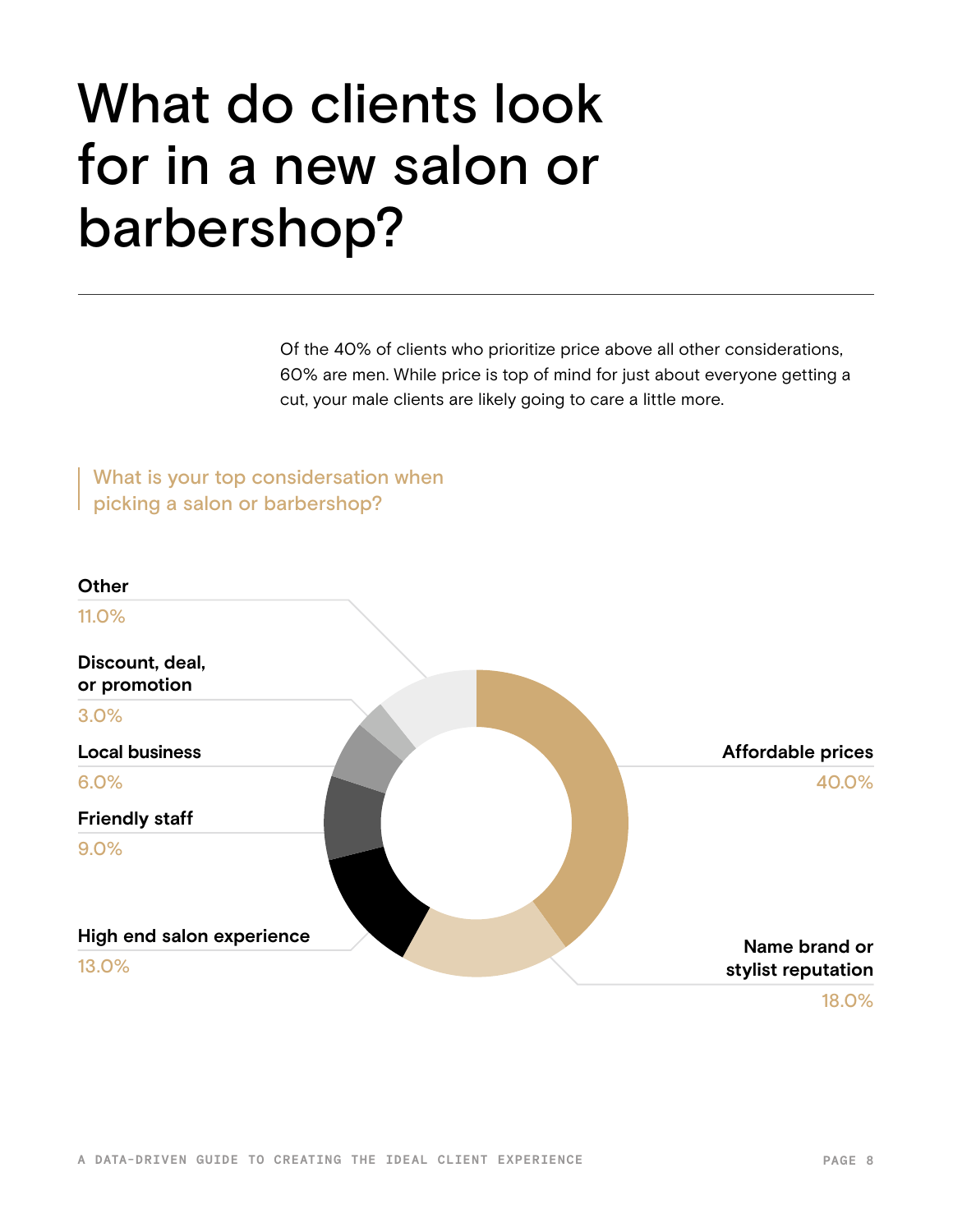# What do clients look for in a new salon or barbershop?

Of the 40% of clients who prioritize price above all other considerations, 60% are men. While price is top of mind for just about everyone getting a cut, your male clients are likely going to care a little more.

What is your top considersation when picking a salon or barbershop?

| Consideration | Percentage |
| --- | --- |
| Affordable prices | 40.0% |
| Name brand or stylist reputation | 18.0% |
| High end salon experience | 13.0% |
| Friendly staff | 9.0% |
| Local business | 6.0% |
| Discount, deal, or promotion | 3.0% |
| Other | 11.0% |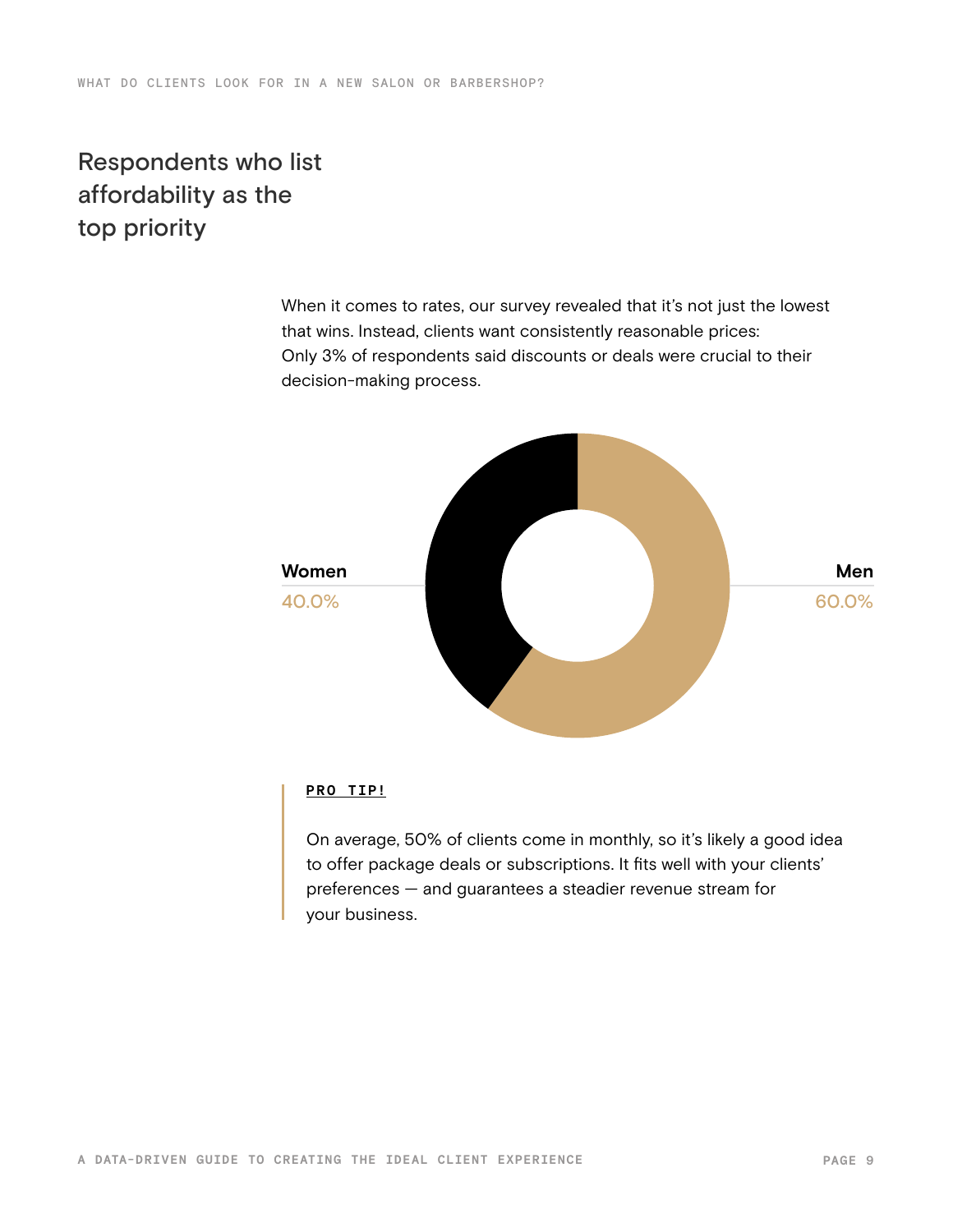## Respondents who list affordability as the top priority

When it comes to rates, our survey revealed that it's not just the lowest that wins. Instead, clients want consistently reasonable prices: Only 3% of respondents said discounts or deals were crucial to their decision-making process.

**Women**
40.0%

**Men**
60.0%

**PRO TIP!**

On average, 50% of clients come in monthly, so it's likely a good idea to offer package deals or subscriptions. It fits well with your clients' preferences — and guarantees a steadier revenue stream for your business.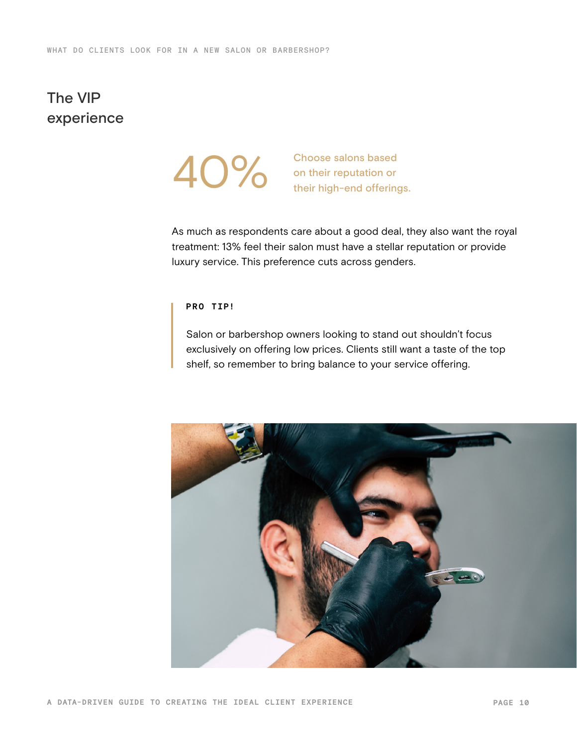## The VIP experience

**40%** Choose salons based on their reputation or their high-end offerings.

As much as respondents care about a good deal, they also want the royal treatment: 13% feel their salon must have a stellar reputation or provide luxury service. This preference cuts across genders.

> **PRO TIP!**
>
> Salon or barbershop owners looking to stand out shouldn't focus exclusively on offering low prices. Clients still want a taste of the top shelf, so remember to bring balance to your service offering.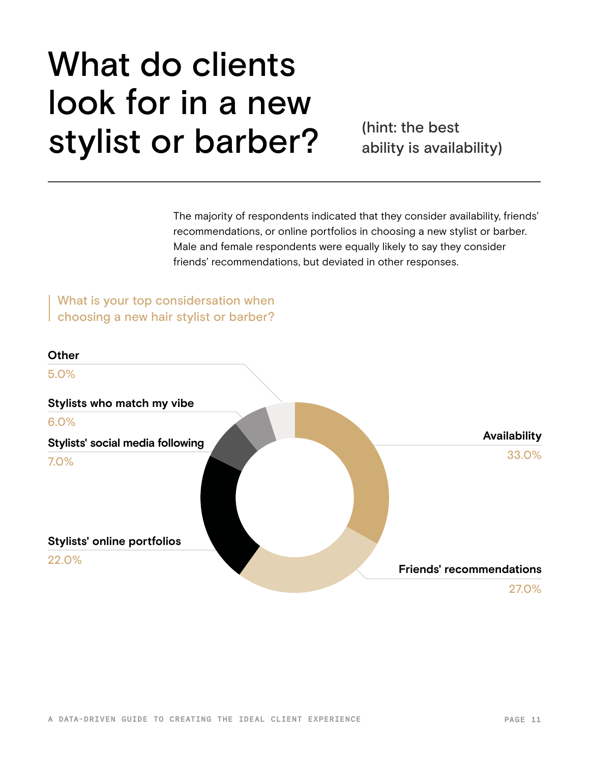# What do clients look for in a new stylist or barber?

(hint: the best ability is availability)

The majority of respondents indicated that they consider availability, friends' recommendations, or online portfolios in choosing a new stylist or barber. Male and female respondents were equally likely to say they consider friends' recommendations, but deviated in other responses.

What is your top considersation when choosing a new hair stylist or barber?

| Consideration | Percentage |
| --- | --- |
| Availability | 33.0% |
| Friends' recommendations | 27.0% |
| Stylists' online portfolios | 22.0% |
| Stylists' social media following | 7.0% |
| Stylists who match my vibe | 6.0% |
| Other | 5.0% |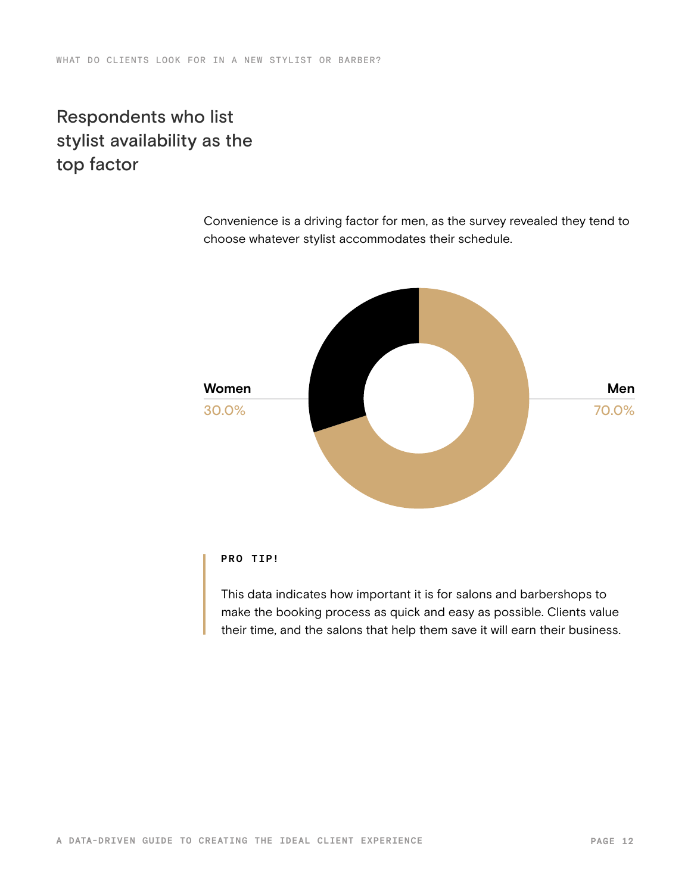## Respondents who list stylist availability as the top factor

Convenience is a driving factor for men, as the survey revealed they tend to choose whatever stylist accommodates their schedule.

**Women**
30.0%

**Men**
70.0%

**PRO TIP!**

This data indicates how important it is for salons and barbershops to make the booking process as quick and easy as possible. Clients value their time, and the salons that help them save it will earn their business.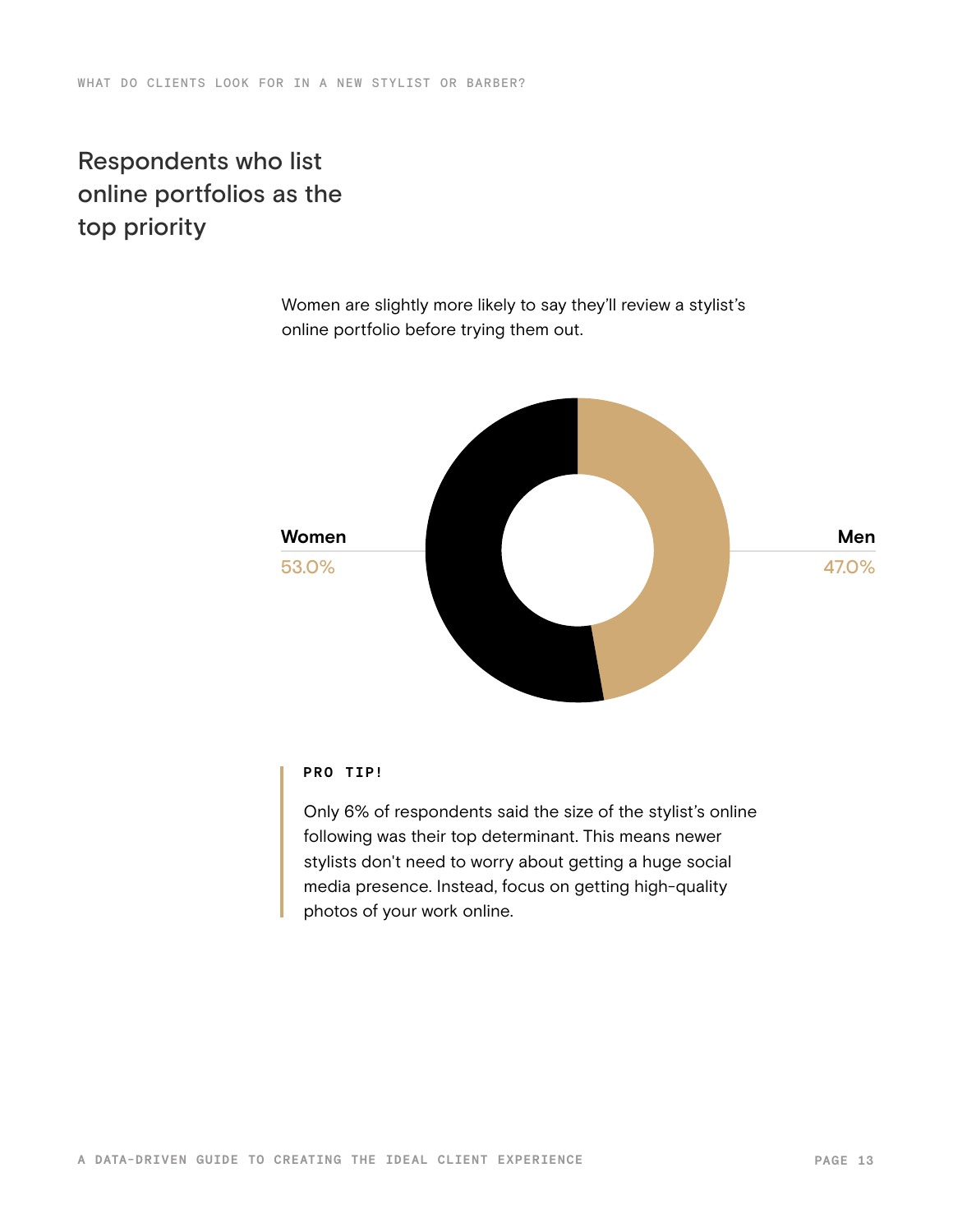## Respondents who list online portfolios as the top priority

Women are slightly more likely to say they'll review a stylist's online portfolio before trying them out.

**Women**
53.0%

**Men**
47.0%

**PRO TIP!**

Only 6% of respondents said the size of the stylist's online following was their top determinant. This means newer stylists don't need to worry about getting a huge social media presence. Instead, focus on getting high-quality photos of your work online.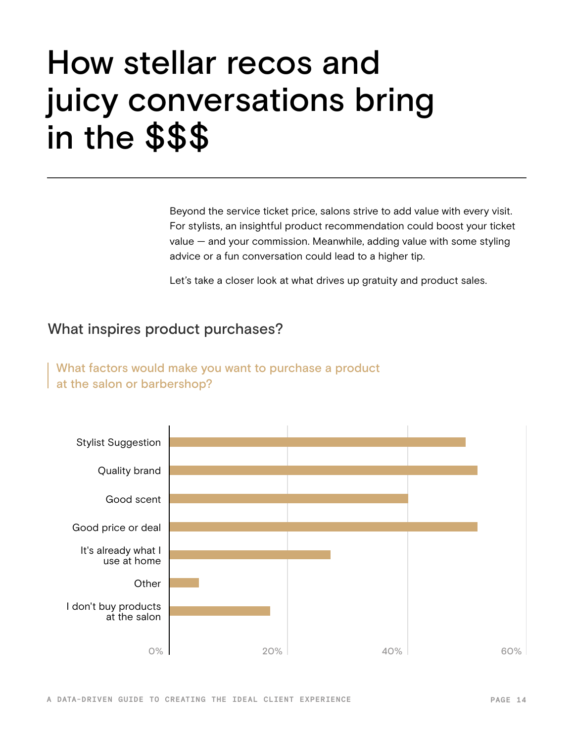# How stellar recos and juicy conversations bring in the $$$

Beyond the service ticket price, salons strive to add value with every visit. For stylists, an insightful product recommendation could boost your ticket value — and your commission. Meanwhile, adding value with some styling advice or a fun conversation could lead to a higher tip.

Let's take a closer look at what drives up gratuity and product sales.

## What inspires product purchases?

What factors would make you want to purchase a product at the salon or barbershop?

Stylist Suggestion

Quality brand

Good scent

Good price or deal

It's already what I use at home

Other

I don't buy products at the salon

0% 20% 40% 60%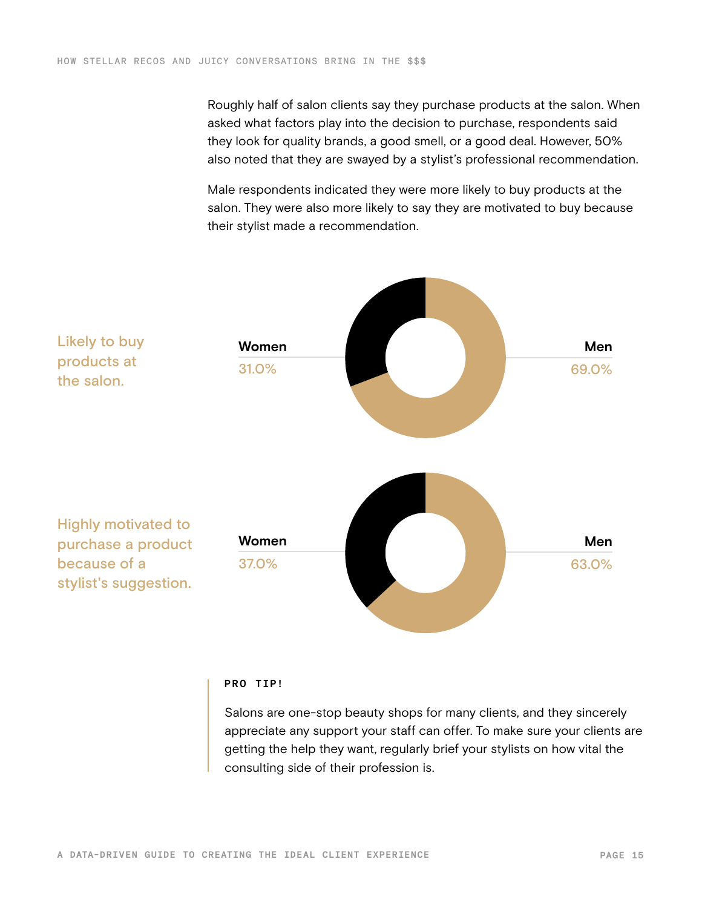Roughly half of salon clients say they purchase products at the salon. When asked what factors play into the decision to purchase, respondents said they look for quality brands, a good smell, or a good deal. However, 50% also noted that they are swayed by a stylist's professional recommendation.

Male respondents indicated they were more likely to buy products at the salon. They were also more likely to say they are motivated to buy because their stylist made a recommendation.

Likely to buy products at the salon.

**Women**
31.0%

**Men**
69.0%

Highly motivated to purchase a product because of a stylist's suggestion.

**Women**
37.0%

**Men**
63.0%

**PRO TIP!**

Salons are one-stop beauty shops for many clients, and they sincerely appreciate any support your staff can offer. To make sure your clients are getting the help they want, regularly brief your stylists on how vital the consulting side of their profession is.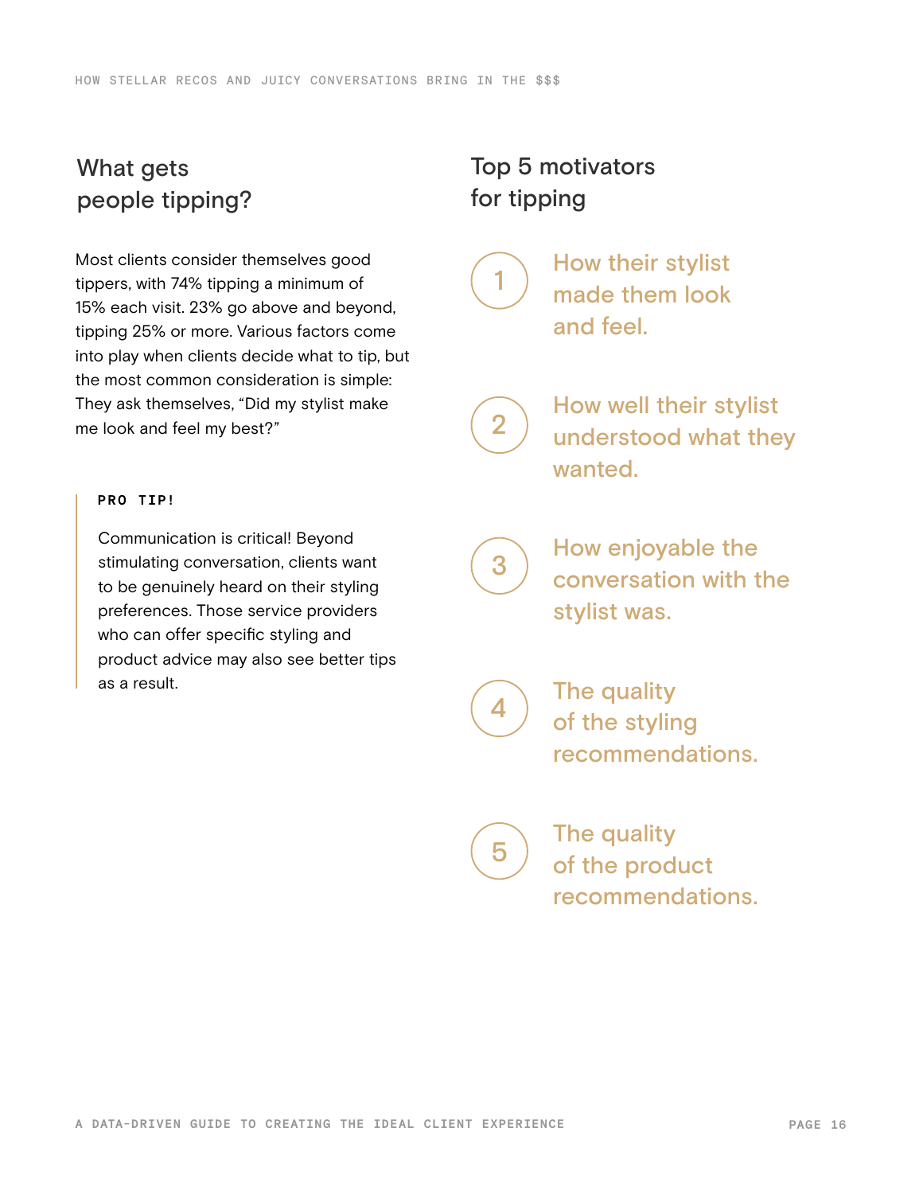## What gets people tipping?

Most clients consider themselves good tippers, with 74% tipping a minimum of 15% each visit. 23% go above and beyond, tipping 25% or more. Various factors come into play when clients decide what to tip, but the most common consideration is simple: They ask themselves, "Did my stylist make me look and feel my best?"

> **PRO TIP!**
>
> Communication is critical! Beyond stimulating conversation, clients want to be genuinely heard on their styling preferences. Those service providers who can offer specific styling and product advice may also see better tips as a result.

## Top 5 motivators for tipping

1. How their stylist made them look and feel.
2. How well their stylist understood what they wanted.
3. How enjoyable the conversation with the stylist was.
4. The quality of the styling recommendations.
5. The quality of the product recommendations.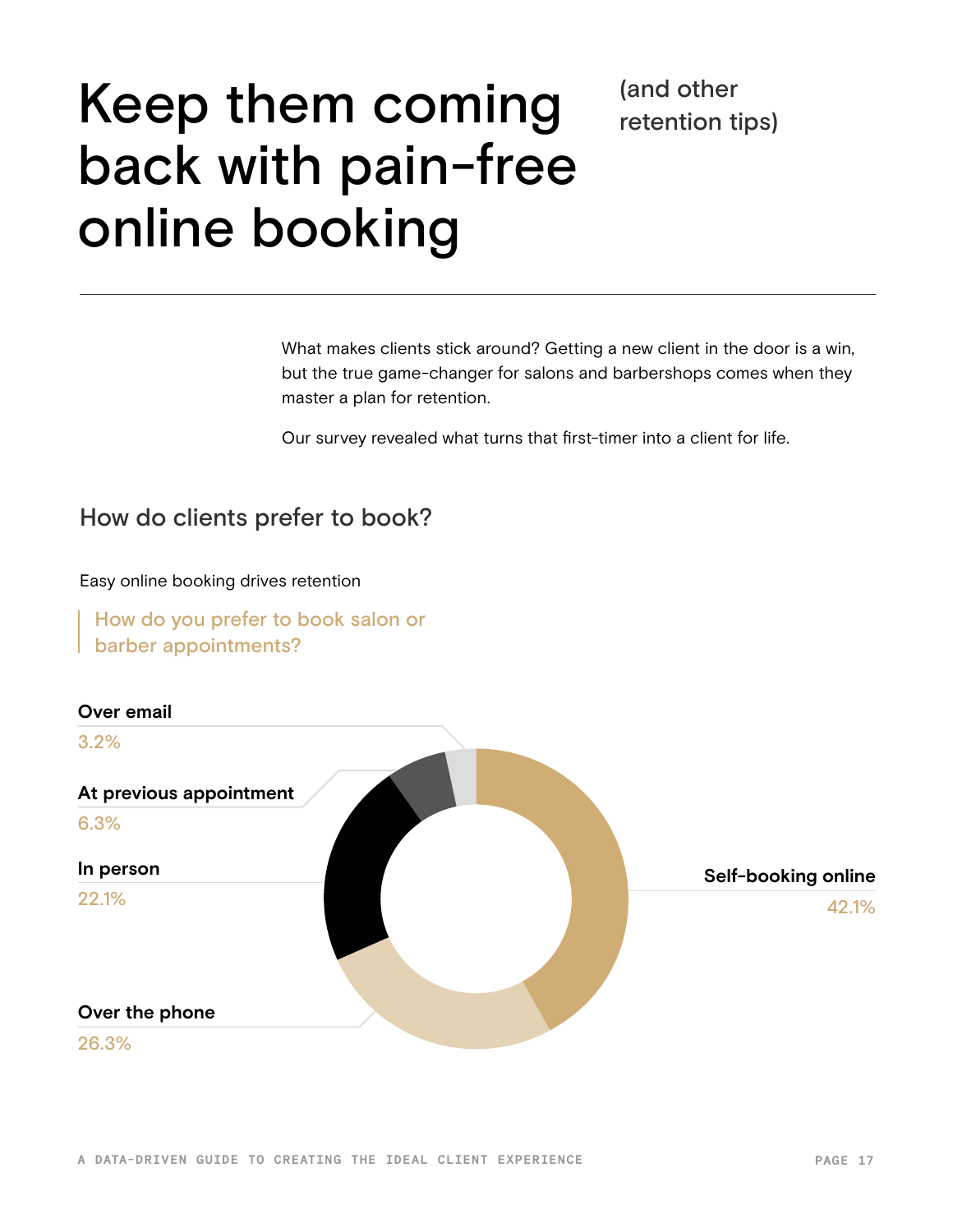# Keep them coming back with pain-free online booking

(and other retention tips)

What makes clients stick around? Getting a new client in the door is a win, but the true game-changer for salons and barbershops comes when they master a plan for retention.

Our survey revealed what turns that first-timer into a client for life.

## How do clients prefer to book?

Easy online booking drives retention

> How do you prefer to book salon or barber appointments?

**Over email**
3.2%

**At previous appointment**
6.3%

**In person**
22.1%

**Over the phone**
26.3%

**Self-booking online**
42.1%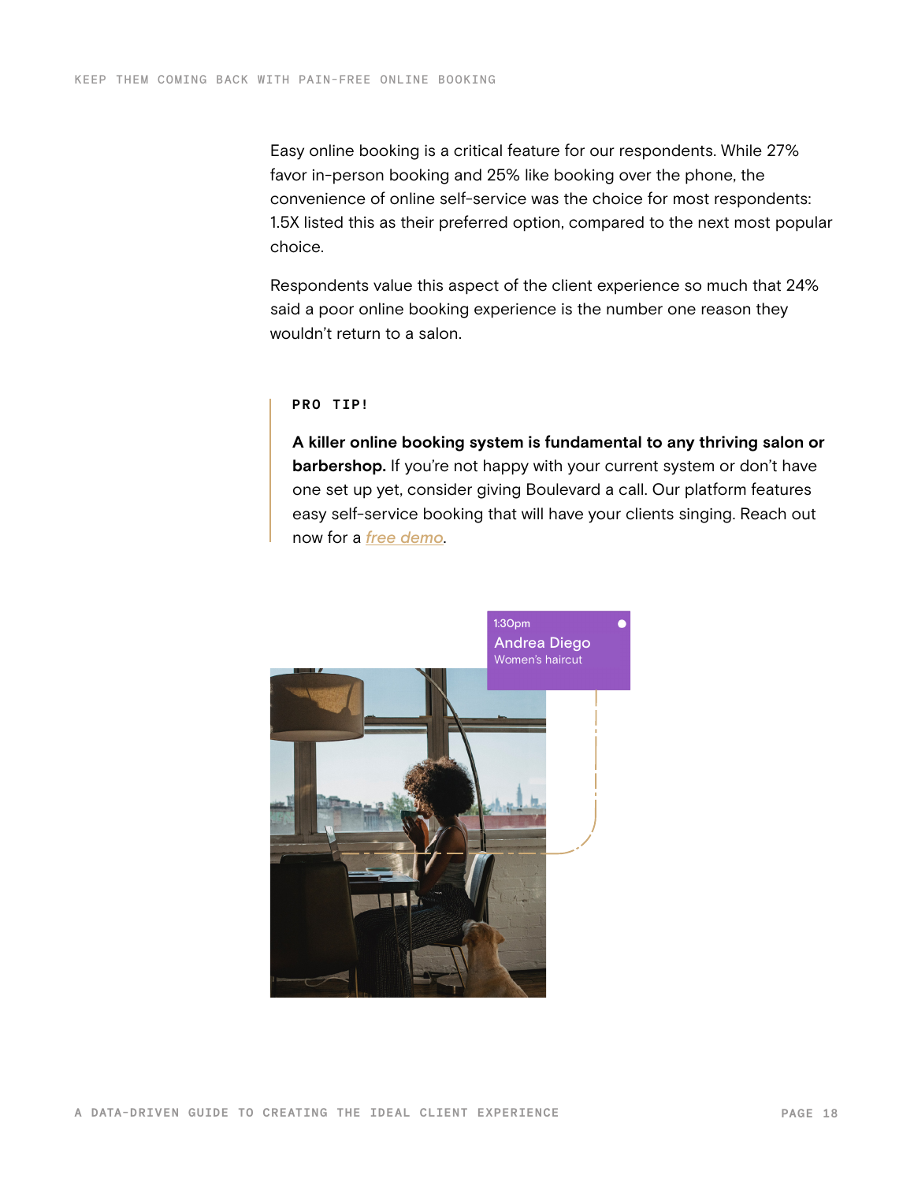Easy online booking is a critical feature for our respondents. While 27% favor in-person booking and 25% like booking over the phone, the convenience of online self-service was the choice for most respondents: 1.5X listed this as their preferred option, compared to the next most popular choice.

Respondents value this aspect of the client experience so much that 24% said a poor online booking experience is the number one reason they wouldn't return to a salon.

> **PRO TIP!**
>
> **A killer online booking system is fundamental to any thriving salon or barbershop.** If you're not happy with your current system or don't have one set up yet, consider giving Boulevard a call. Our platform features easy self-service booking that will have your clients singing. Reach out now for a *free demo*.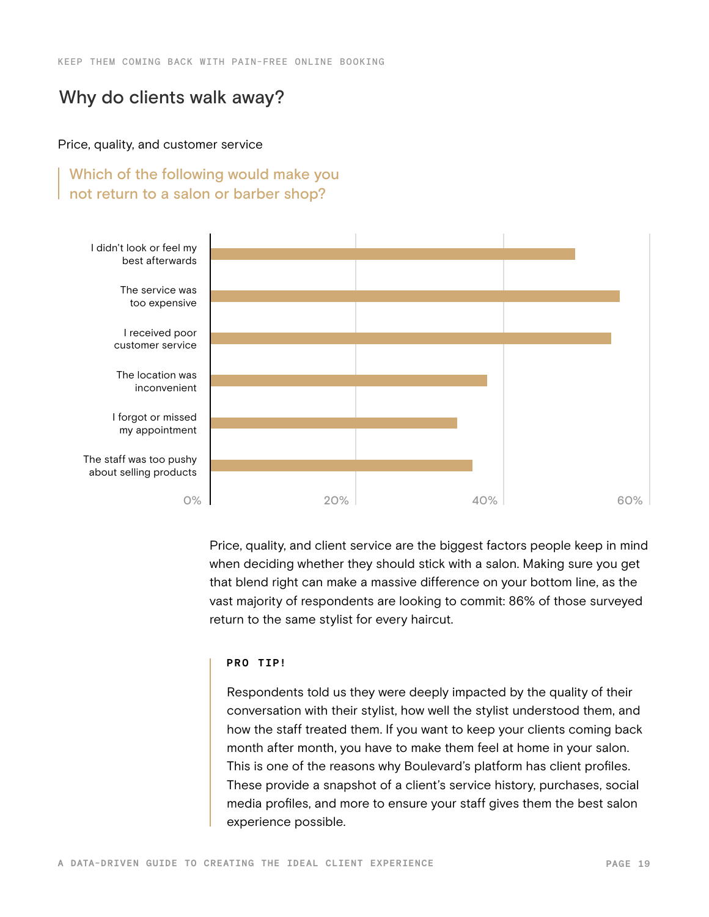## Why do clients walk away?

Price, quality, and customer service

> Which of the following would make you not return to a salon or barber shop?

I didn't look or feel my best afterwards

The service was too expensive

I received poor customer service

The location was inconvenient

I forgot or missed my appointment

The staff was too pushy about selling products

0% 20% 40% 60%

Price, quality, and client service are the biggest factors people keep in mind when deciding whether they should stick with a salon. Making sure you get that blend right can make a massive difference on your bottom line, as the vast majority of respondents are looking to commit: 86% of those surveyed return to the same stylist for every haircut.

> **PRO TIP!**
>
> Respondents told us they were deeply impacted by the quality of their conversation with their stylist, how well the stylist understood them, and how the staff treated them. If you want to keep your clients coming back month after month, you have to make them feel at home in your salon. This is one of the reasons why Boulevard's platform has client profiles. These provide a snapshot of a client's service history, purchases, social media profiles, and more to ensure your staff gives them the best salon experience possible.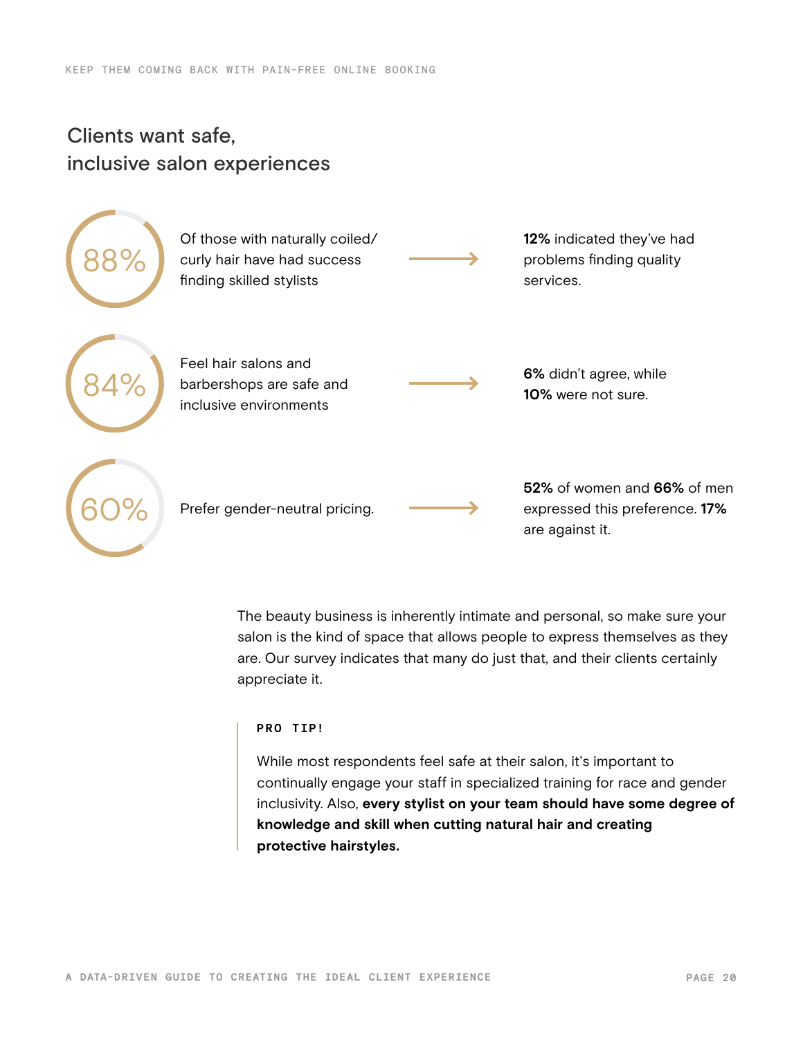## Clients want safe, inclusive salon experiences

**88%** Of those with naturally coiled/ curly hair have had success finding skilled stylists → **12%** indicated they've had problems finding quality services.

**84%** Feel hair salons and barbershops are safe and inclusive environments → **6%** didn't agree, while **10%** were not sure.

**60%** Prefer gender-neutral pricing. → **52%** of women and **66%** of men expressed this preference. **17%** are against it.

The beauty business is inherently intimate and personal, so make sure your salon is the kind of space that allows people to express themselves as they are. Our survey indicates that many do just that, and their clients certainly appreciate it.

> **PRO TIP!**
>
> While most respondents feel safe at their salon, it's important to continually engage your staff in specialized training for race and gender inclusivity. Also, **every stylist on your team should have some degree of knowledge and skill when cutting natural hair and creating protective hairstyles.**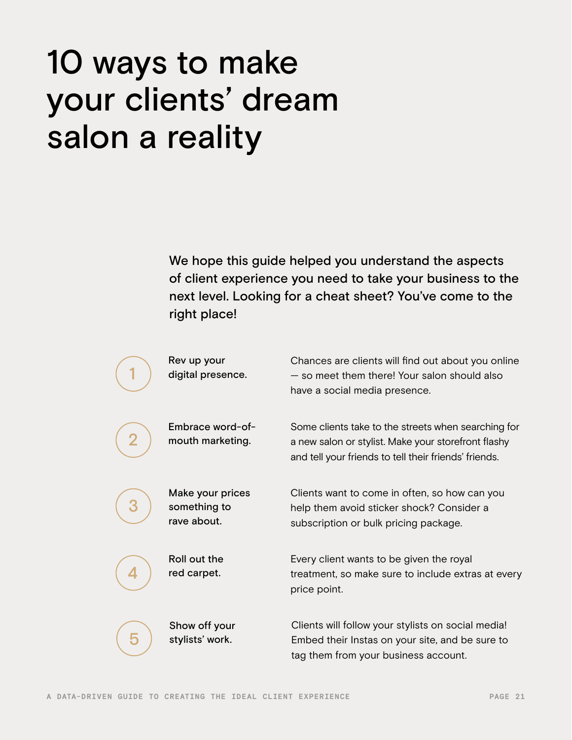# 10 ways to make your clients' dream salon a reality

We hope this guide helped you understand the aspects of client experience you need to take your business to the next level. Looking for a cheat sheet? You've come to the right place!

1. **Rev up your digital presence.**
   Chances are clients will find out about you online — so meet them there! Your salon should also have a social media presence.

2. **Embrace word-of-mouth marketing.**
   Some clients take to the streets when searching for a new salon or stylist. Make your storefront flashy and tell your friends to tell their friends' friends.

3. **Make your prices something to rave about.**
   Clients want to come in often, so how can you help them avoid sticker shock? Consider a subscription or bulk pricing package.

4. **Roll out the red carpet.**
   Every client wants to be given the royal treatment, so make sure to include extras at every price point.

5. **Show off your stylists' work.**
   Clients will follow your stylists on social media! Embed their Instas on your site, and be sure to tag them from your business account.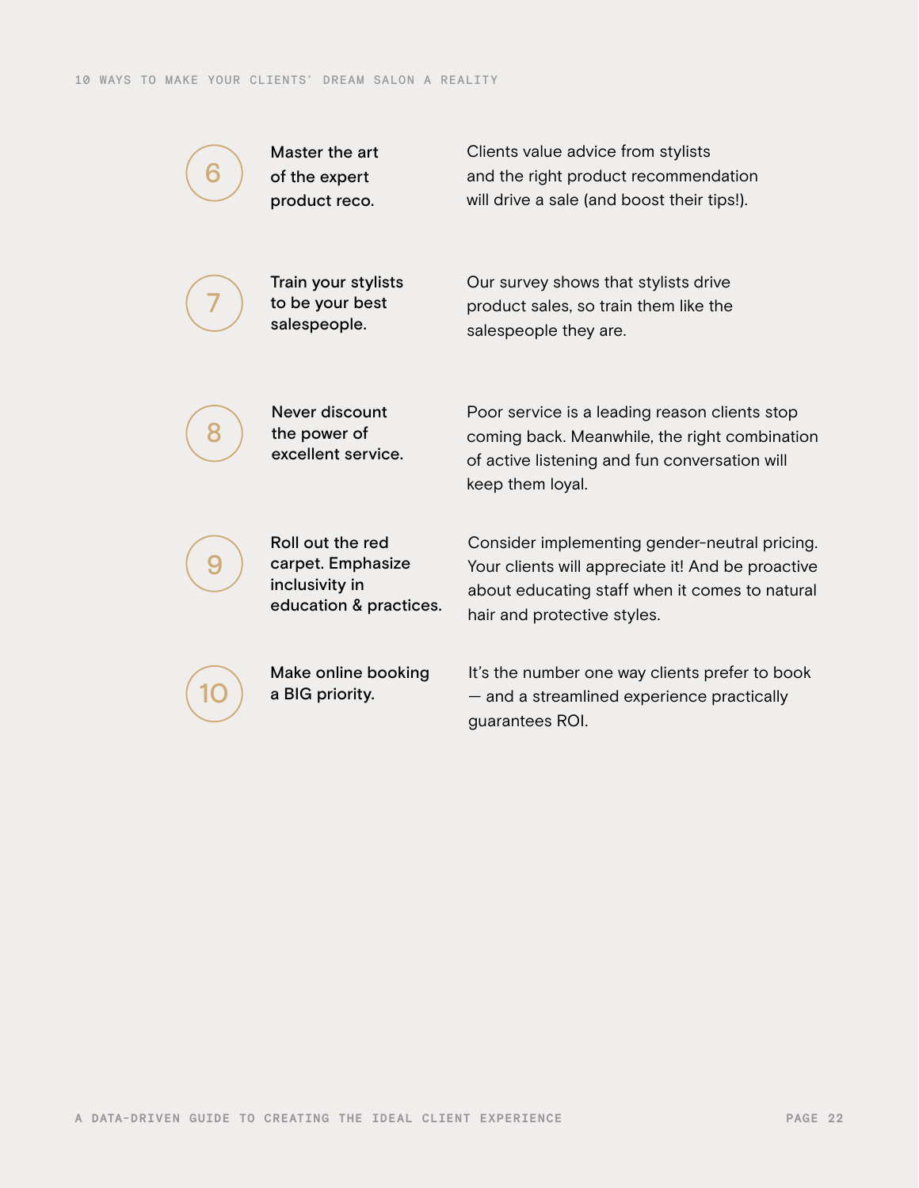6. **Master the art of the expert product reco.**

   Clients value advice from stylists and the right product recommendation will drive a sale (and boost their tips!).

7. **Train your stylists to be your best salespeople.**

   Our survey shows that stylists drive product sales, so train them like the salespeople they are.

8. **Never discount the power of excellent service.**

   Poor service is a leading reason clients stop coming back. Meanwhile, the right combination of active listening and fun conversation will keep them loyal.

9. **Roll out the red carpet. Emphasize inclusivity in education & practices.**

   Consider implementing gender-neutral pricing. Your clients will appreciate it! And be proactive about educating staff when it comes to natural hair and protective styles.

10. **Make online booking a BIG priority.**

    It's the number one way clients prefer to book — and a streamlined experience practically guarantees ROI.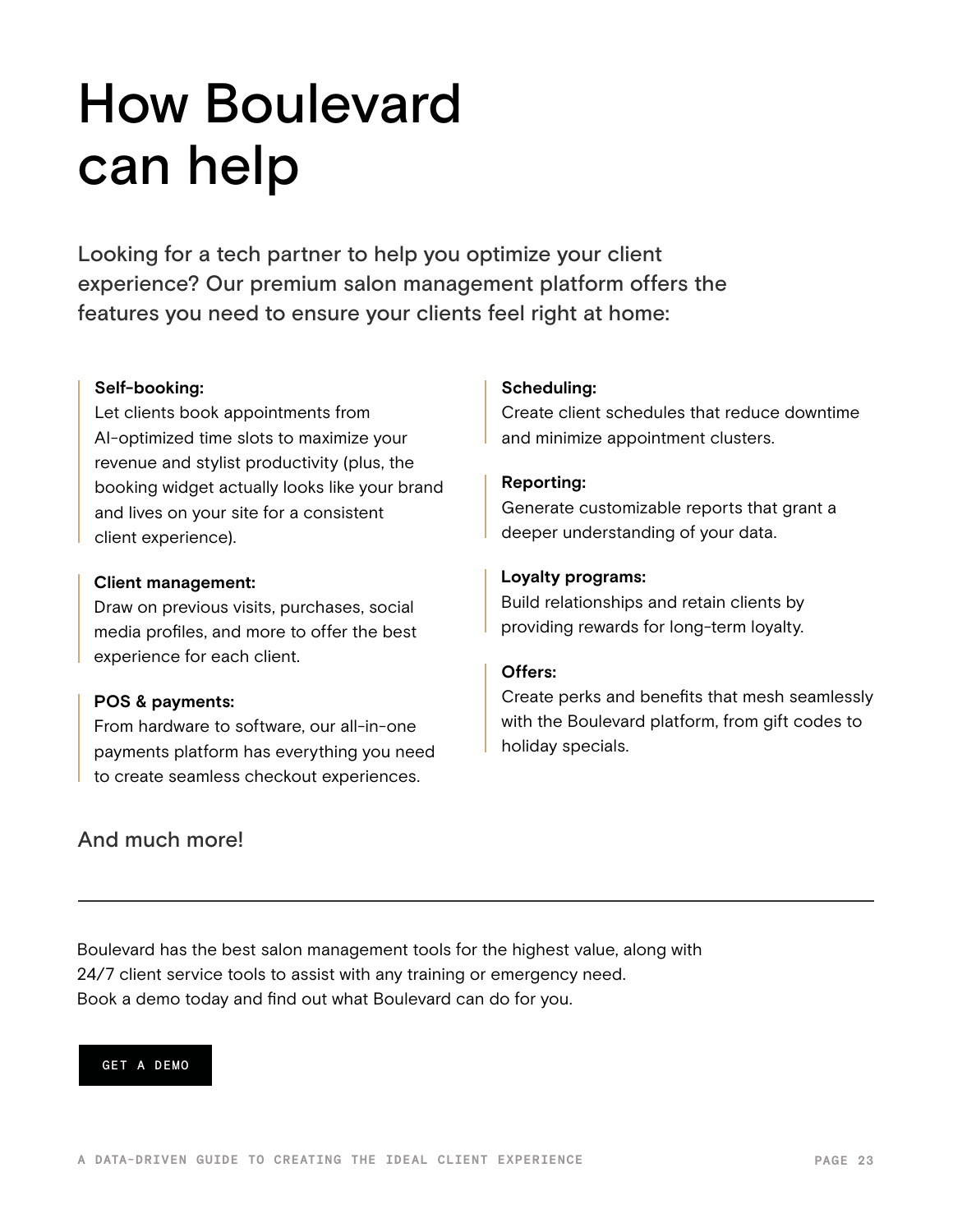# How Boulevard can help

Looking for a tech partner to help you optimize your client experience? Our premium salon management platform offers the features you need to ensure your clients feel right at home:

**Self-booking:**
Let clients book appointments from AI-optimized time slots to maximize your revenue and stylist productivity (plus, the booking widget actually looks like your brand and lives on your site for a consistent client experience).

**Client management:**
Draw on previous visits, purchases, social media profiles, and more to offer the best experience for each client.

**POS & payments:**
From hardware to software, our all-in-one payments platform has everything you need to create seamless checkout experiences.

**Scheduling:**
Create client schedules that reduce downtime and minimize appointment clusters.

**Reporting:**
Generate customizable reports that grant a deeper understanding of your data.

**Loyalty programs:**
Build relationships and retain clients by providing rewards for long-term loyalty.

**Offers:**
Create perks and benefits that mesh seamlessly with the Boulevard platform, from gift codes to holiday specials.

And much more!

---

Boulevard has the best salon management tools for the highest value, along with 24/7 client service tools to assist with any training or emergency need. Book a demo today and find out what Boulevard can do for you.

GET A DEMO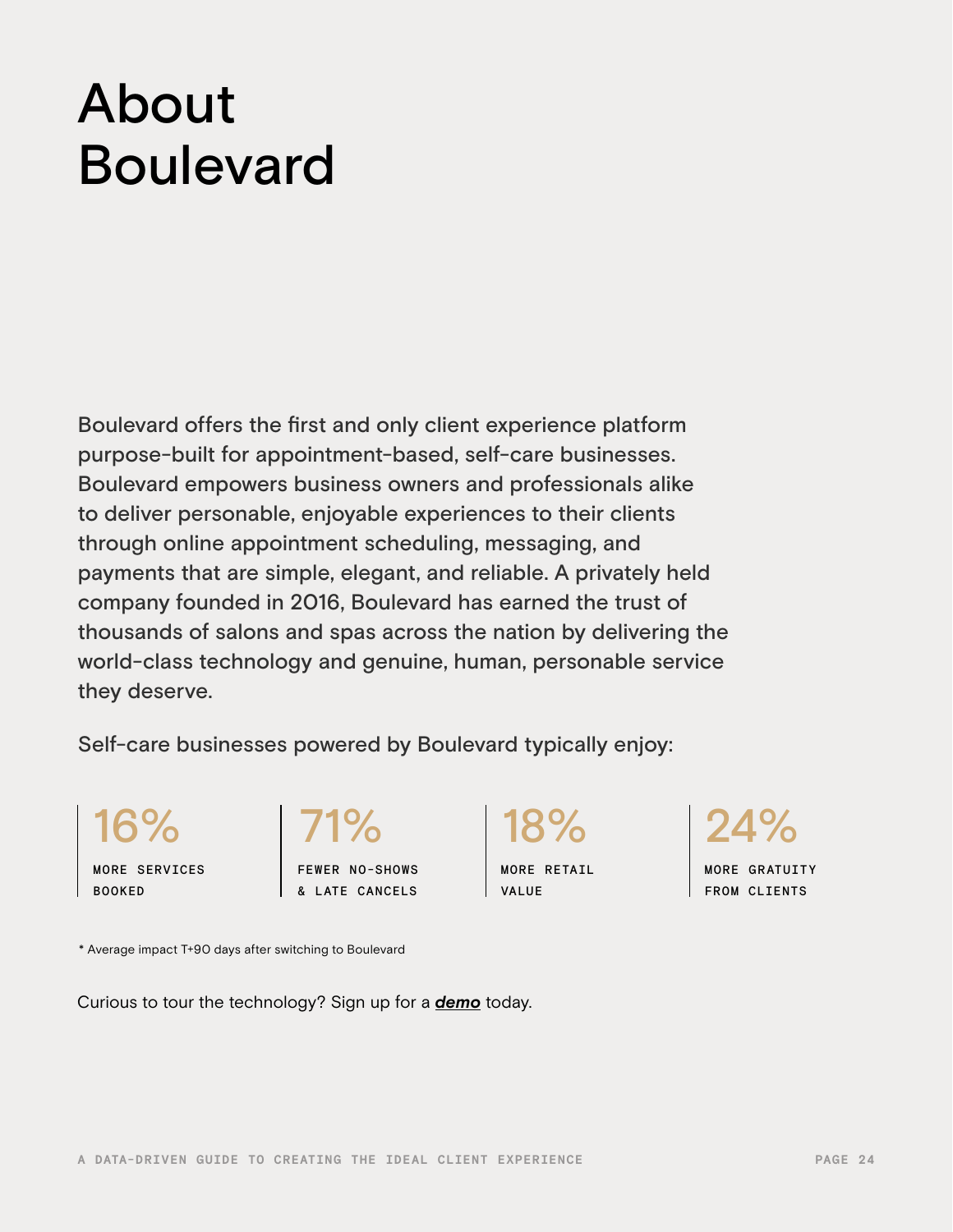# About Boulevard

Boulevard offers the first and only client experience platform purpose-built for appointment-based, self-care businesses. Boulevard empowers business owners and professionals alike to deliver personable, enjoyable experiences to their clients through online appointment scheduling, messaging, and payments that are simple, elegant, and reliable. A privately held company founded in 2016, Boulevard has earned the trust of thousands of salons and spas across the nation by delivering the world-class technology and genuine, human, personable service they deserve.

Self-care businesses powered by Boulevard typically enjoy:

16%
MORE SERVICES BOOKED

71%
FEWER NO-SHOWS & LATE CANCELS

18%
MORE RETAIL VALUE

24%
MORE GRATUITY FROM CLIENTS

* Average impact T+90 days after switching to Boulevard

Curious to tour the technology? Sign up for a ***demo*** today.